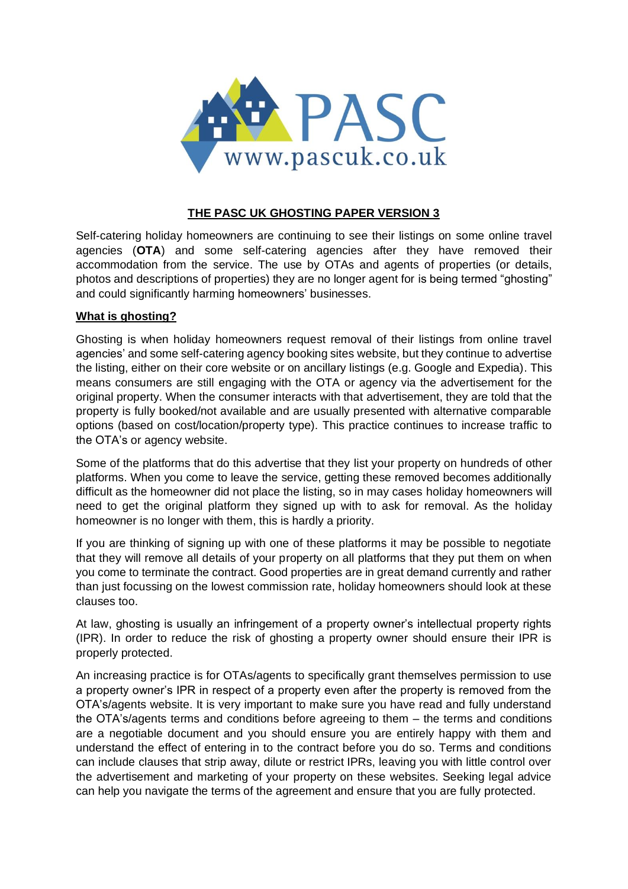# THE PASC UK GHOSTING PAPER VERSION 3

Self-catering holiday homeowners are continuing to see their listings on some online travel agencies (**OTA**) and some self-catering agencies after they have removed their accommodation from the service. The use by OTAs and agents of properties (or details, photos and descriptions of properties) they are no longer agent for is being termed "ghosting" and could significantly harming homeowners' businesses.

## What is ghosting?

Ghosting is when holiday homeowners request removal of their listings from online travel agencies' and some self-catering agency booking sites website, but they continue to advertise the listing, either on their core website or on ancillary listings (e.g. Google and Expedia). This means consumers are still engaging with the OTA or agency via the advertisement for the original property. When the consumer interacts with that advertisement, they are told that the property is fully booked/not available and are usually presented with alternative comparable options (based on cost/location/property type). This practice continues to increase traffic to the OTA's or agency website.

Some of the platforms that do this advertise that they list your property on hundreds of other platforms. When you come to leave the service, getting these removed becomes additionally difficult as the homeowner did not place the listing, so in may cases holiday homeowners will need to get the original platform they signed up with to ask for removal. As the holiday homeowner is no longer with them, this is hardly a priority.

If you are thinking of signing up with one of these platforms it may be possible to negotiate that they will remove all details of your property on all platforms that they put them on when you come to terminate the contract. Good properties are in great demand currently and rather than just focussing on the lowest commission rate, holiday homeowners should look at these clauses too.

At law, ghosting is usually an infringement of a property owner's intellectual property rights (IPR). In order to reduce the risk of ghosting a property owner should ensure their IPR is properly protected.

An increasing practice is for OTAs/agents to specifically grant themselves permission to use a property owner's IPR in respect of a property even after the property is removed from the OTA's/agents website. It is very important to make sure you have read and fully understand the OTA's/agents terms and conditions before agreeing to them – the terms and conditions are a negotiable document and you should ensure you are entirely happy with them and understand the effect of entering in to the contract before you do so. Terms and conditions can include clauses that strip away, dilute or restrict IPRs, leaving you with little control over the advertisement and marketing of your property on these websites. Seeking legal advice can help you navigate the terms of the agreement and ensure that you are fully protected.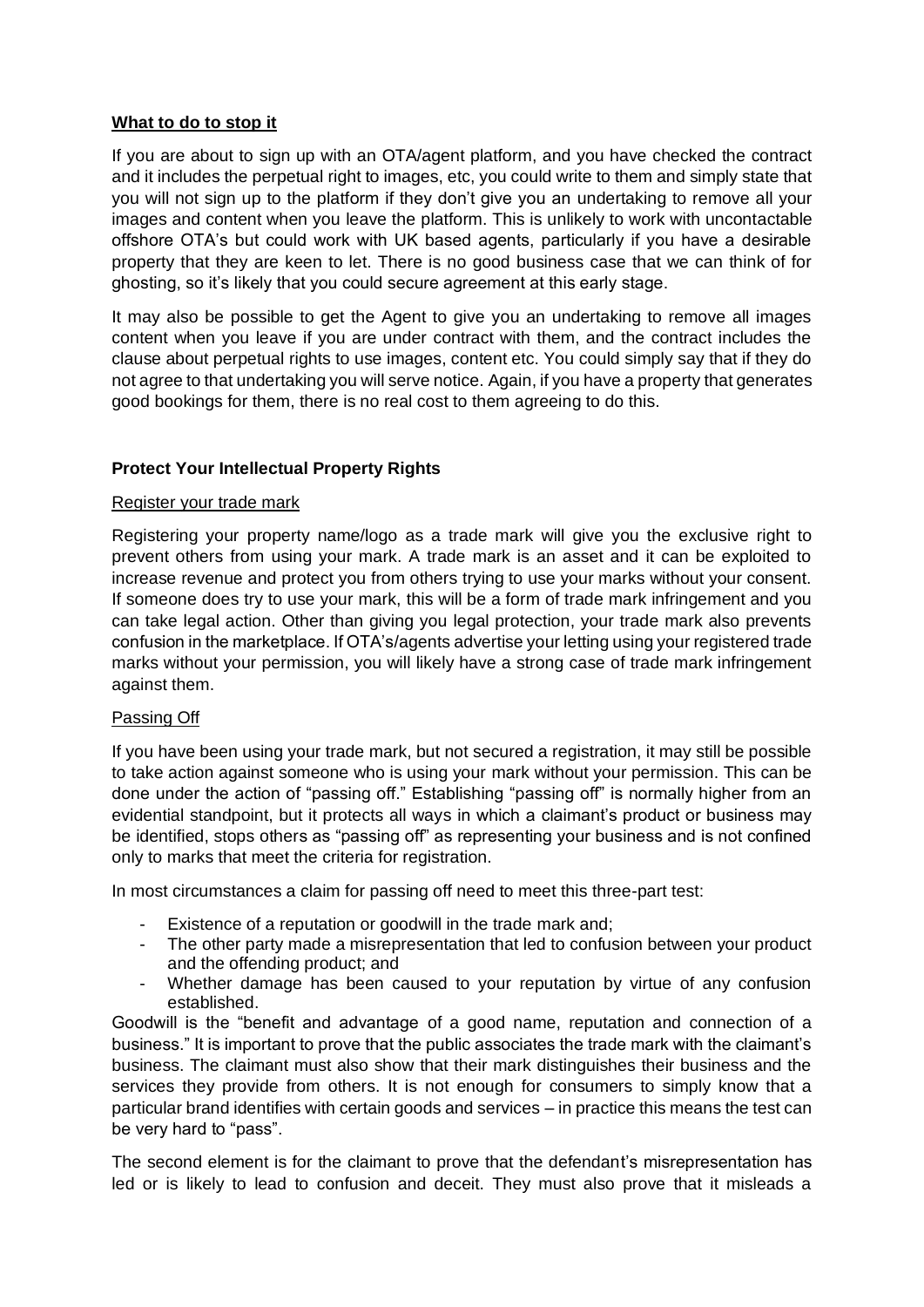**What to do to stop it**

If you are about to sign up with an OTA/agent platform, and you have checked the contract and it includes the perpetual right to images, etc, you could write to them and simply state that you will not sign up to the platform if they don't give you an undertaking to remove all your images and content when you leave the platform. This is unlikely to work with uncontactable offshore OTA's but could work with UK based agents, particularly if you have a desirable property that they are keen to let. There is no good business case that we can think of for ghosting, so it's likely that you could secure agreement at this early stage.

It may also be possible to get the Agent to give you an undertaking to remove all images content when you leave if you are under contract with them, and the contract includes the clause about perpetual rights to use images, content etc. You could simply say that if they do not agree to that undertaking you will serve notice. Again, if you have a property that generates good bookings for them, there is no real cost to them agreeing to do this.

**Protect Your Intellectual Property Rights**

Register your trade mark

Registering your property name/logo as a trade mark will give you the exclusive right to prevent others from using your mark. A trade mark is an asset and it can be exploited to increase revenue and protect you from others trying to use your marks without your consent. If someone does try to use your mark, this will be a form of trade mark infringement and you can take legal action. Other than giving you legal protection, your trade mark also prevents confusion in the marketplace. If OTA's/agents advertise your letting using your registered trade marks without your permission, you will likely have a strong case of trade mark infringement against them.

Passing Off

If you have been using your trade mark, but not secured a registration, it may still be possible to take action against someone who is using your mark without your permission. This can be done under the action of "passing off." Establishing "passing off" is normally higher from an evidential standpoint, but it protects all ways in which a claimant's product or business may be identified, stops others as "passing off" as representing your business and is not confined only to marks that meet the criteria for registration.

In most circumstances a claim for passing off need to meet this three-part test:

- Existence of a reputation or goodwill in the trade mark and;
- The other party made a misrepresentation that led to confusion between your product and the offending product; and
- Whether damage has been caused to your reputation by virtue of any confusion established.

Goodwill is the "benefit and advantage of a good name, reputation and connection of a business." It is important to prove that the public associates the trade mark with the claimant's business. The claimant must also show that their mark distinguishes their business and the services they provide from others. It is not enough for consumers to simply know that a particular brand identifies with certain goods and services – in practice this means the test can be very hard to "pass".

The second element is for the claimant to prove that the defendant's misrepresentation has led or is likely to lead to confusion and deceit. They must also prove that it misleads a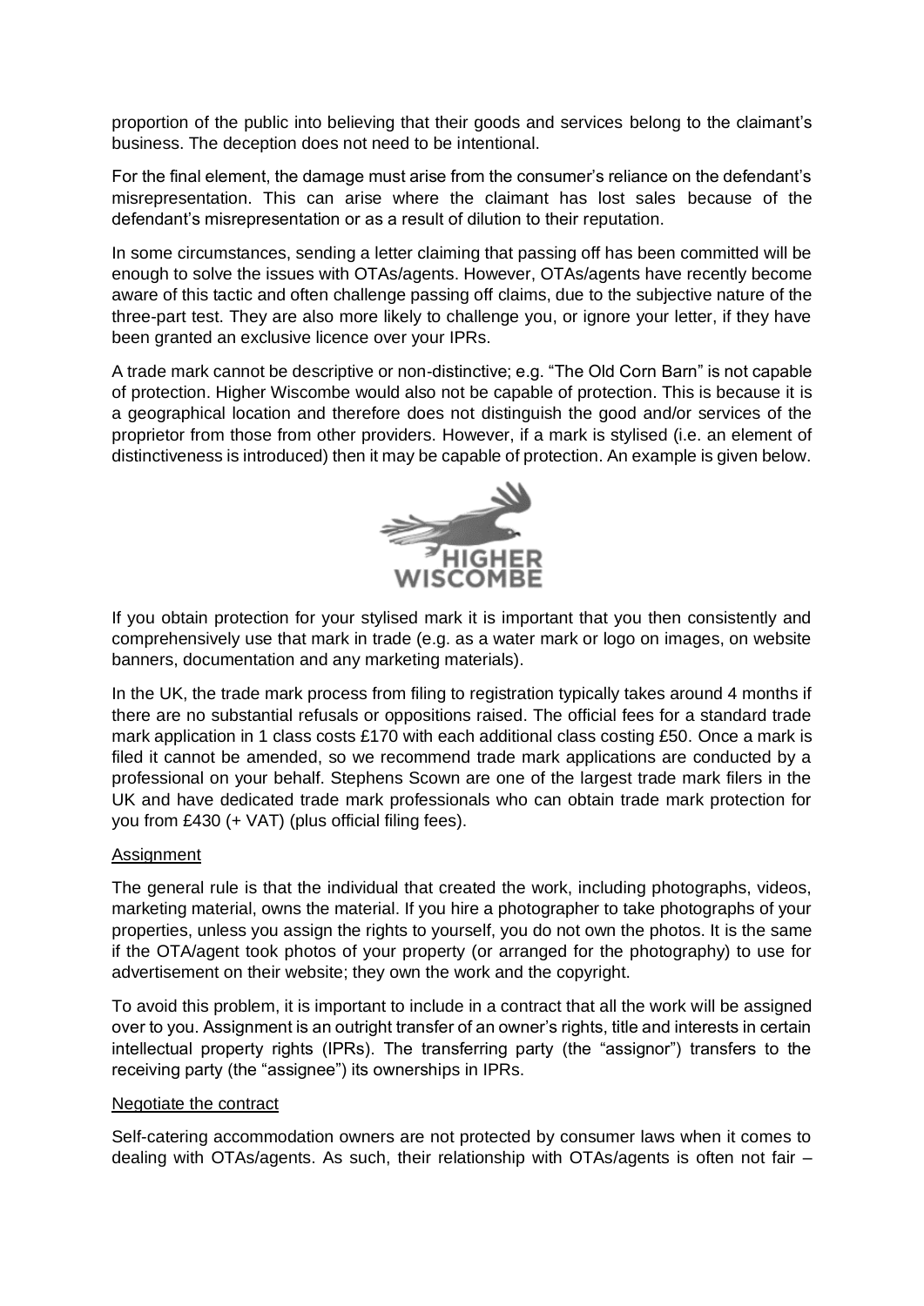proportion of the public into believing that their goods and services belong to the claimant's business. The deception does not need to be intentional.

For the final element, the damage must arise from the consumer's reliance on the defendant's misrepresentation. This can arise where the claimant has lost sales because of the defendant's misrepresentation or as a result of dilution to their reputation.

In some circumstances, sending a letter claiming that passing off has been committed will be enough to solve the issues with OTAs/agents. However, OTAs/agents have recently become aware of this tactic and often challenge passing off claims, due to the subjective nature of the three-part test. They are also more likely to challenge you, or ignore your letter, if they have been granted an exclusive licence over your IPRs.

A trade mark cannot be descriptive or non-distinctive; e.g. "The Old Corn Barn" is not capable of protection. Higher Wiscombe would also not be capable of protection. This is because it is a geographical location and therefore does not distinguish the good and/or services of the proprietor from those from other providers. However, if a mark is stylised (i.e. an element of distinctiveness is introduced) then it may be capable of protection. An example is given below.

HIGHER WISCOMBE

If you obtain protection for your stylised mark it is important that you then consistently and comprehensively use that mark in trade (e.g. as a water mark or logo on images, on website banners, documentation and any marketing materials).

In the UK, the trade mark process from filing to registration typically takes around 4 months if there are no substantial refusals or oppositions raised. The official fees for a standard trade mark application in 1 class costs £170 with each additional class costing £50. Once a mark is filed it cannot be amended, so we recommend trade mark applications are conducted by a professional on your behalf. Stephens Scown are one of the largest trade mark filers in the UK and have dedicated trade mark professionals who can obtain trade mark protection for you from £430 (+ VAT) (plus official filing fees).

## Assignment

The general rule is that the individual that created the work, including photographs, videos, marketing material, owns the material. If you hire a photographer to take photographs of your properties, unless you assign the rights to yourself, you do not own the photos. It is the same if the OTA/agent took photos of your property (or arranged for the photography) to use for advertisement on their website; they own the work and the copyright.

To avoid this problem, it is important to include in a contract that all the work will be assigned over to you. Assignment is an outright transfer of an owner's rights, title and interests in certain intellectual property rights (IPRs). The transferring party (the "assignor") transfers to the receiving party (the "assignee") its ownerships in IPRs.

## Negotiate the contract

Self-catering accommodation owners are not protected by consumer laws when it comes to dealing with OTAs/agents. As such, their relationship with OTAs/agents is often not fair –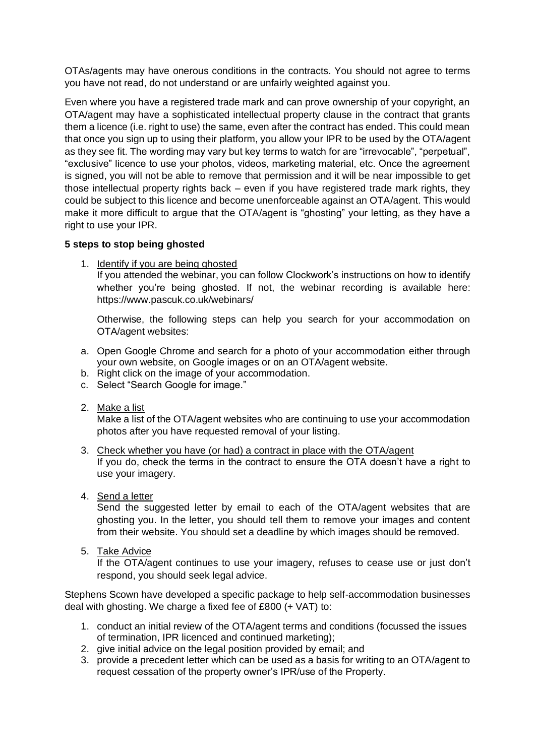OTAs/agents may have onerous conditions in the contracts. You should not agree to terms you have not read, do not understand or are unfairly weighted against you.

Even where you have a registered trade mark and can prove ownership of your copyright, an OTA/agent may have a sophisticated intellectual property clause in the contract that grants them a licence (i.e. right to use) the same, even after the contract has ended. This could mean that once you sign up to using their platform, you allow your IPR to be used by the OTA/agent as they see fit. The wording may vary but key terms to watch for are "irrevocable", "perpetual", "exclusive" licence to use your photos, videos, marketing material, etc. Once the agreement is signed, you will not be able to remove that permission and it will be near impossible to get those intellectual property rights back – even if you have registered trade mark rights, they could be subject to this licence and become unenforceable against an OTA/agent. This would make it more difficult to argue that the OTA/agent is "ghosting" your letting, as they have a right to use your IPR.

**5 steps to stop being ghosted**

1. Identify if you are being ghosted

   If you attended the webinar, you can follow Clockwork's instructions on how to identify whether you're being ghosted. If not, the webinar recording is available here: https://www.pascuk.co.uk/webinars/

   Otherwise, the following steps can help you search for your accommodation on OTA/agent websites:

   a. Open Google Chrome and search for a photo of your accommodation either through your own website, on Google images or on an OTA/agent website.
   b. Right click on the image of your accommodation.
   c. Select "Search Google for image."

2. Make a list

   Make a list of the OTA/agent websites who are continuing to use your accommodation photos after you have requested removal of your listing.

3. Check whether you have (or had) a contract in place with the OTA/agent

   If you do, check the terms in the contract to ensure the OTA doesn't have a right to use your imagery.

4. Send a letter

   Send the suggested letter by email to each of the OTA/agent websites that are ghosting you. In the letter, you should tell them to remove your images and content from their website. You should set a deadline by which images should be removed.

5. Take Advice

   If the OTA/agent continues to use your imagery, refuses to cease use or just don't respond, you should seek legal advice.

Stephens Scown have developed a specific package to help self-accommodation businesses deal with ghosting. We charge a fixed fee of £800 (+ VAT) to:

1. conduct an initial review of the OTA/agent terms and conditions (focussed the issues of termination, IPR licenced and continued marketing);
2. give initial advice on the legal position provided by email; and
3. provide a precedent letter which can be used as a basis for writing to an OTA/agent to request cessation of the property owner's IPR/use of the Property.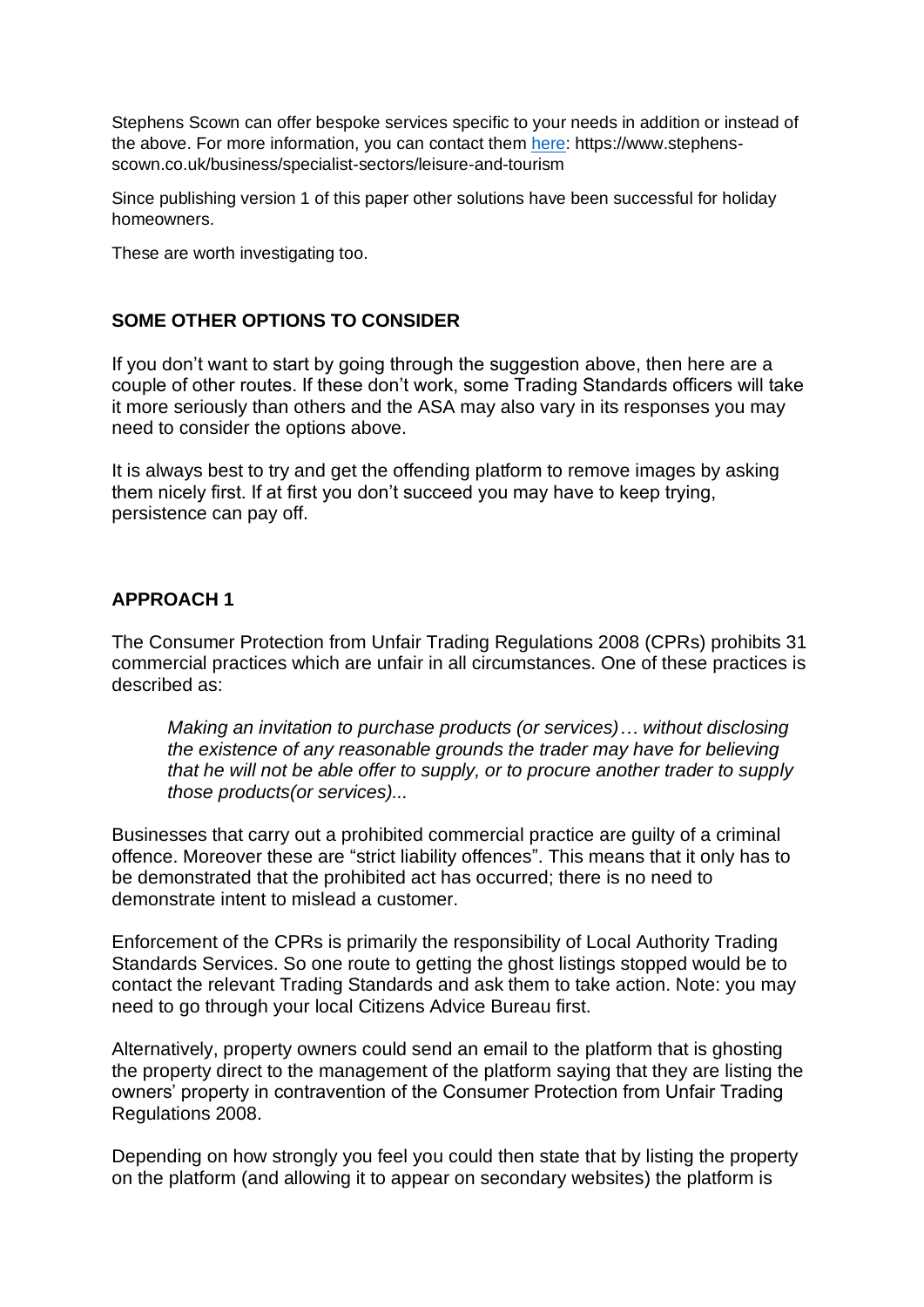Stephens Scown can offer bespoke services specific to your needs in addition or instead of the above. For more information, you can contact them [here](https://www.stephens-scown.co.uk/business/specialist-sectors/leisure-and-tourism): https://www.stephens-scown.co.uk/business/specialist-sectors/leisure-and-tourism

Since publishing version 1 of this paper other solutions have been successful for holiday homeowners.

These are worth investigating too.

## SOME OTHER OPTIONS TO CONSIDER

If you don't want to start by going through the suggestion above, then here are a couple of other routes. If these don't work, some Trading Standards officers will take it more seriously than others and the ASA may also vary in its responses you may need to consider the options above.

It is always best to try and get the offending platform to remove images by asking them nicely first. If at first you don't succeed you may have to keep trying, persistence can pay off.

## APPROACH 1

The Consumer Protection from Unfair Trading Regulations 2008 (CPRs) prohibits 31 commercial practices which are unfair in all circumstances. One of these practices is described as:

> *Making an invitation to purchase products (or services)… without disclosing the existence of any reasonable grounds the trader may have for believing that he will not be able offer to supply, or to procure another trader to supply those products(or services)...*

Businesses that carry out a prohibited commercial practice are guilty of a criminal offence. Moreover these are "strict liability offences". This means that it only has to be demonstrated that the prohibited act has occurred; there is no need to demonstrate intent to mislead a customer.

Enforcement of the CPRs is primarily the responsibility of Local Authority Trading Standards Services. So one route to getting the ghost listings stopped would be to contact the relevant Trading Standards and ask them to take action. Note: you may need to go through your local Citizens Advice Bureau first.

Alternatively, property owners could send an email to the platform that is ghosting the property direct to the management of the platform saying that they are listing the owners' property in contravention of the Consumer Protection from Unfair Trading Regulations 2008.

Depending on how strongly you feel you could then state that by listing the property on the platform (and allowing it to appear on secondary websites) the platform is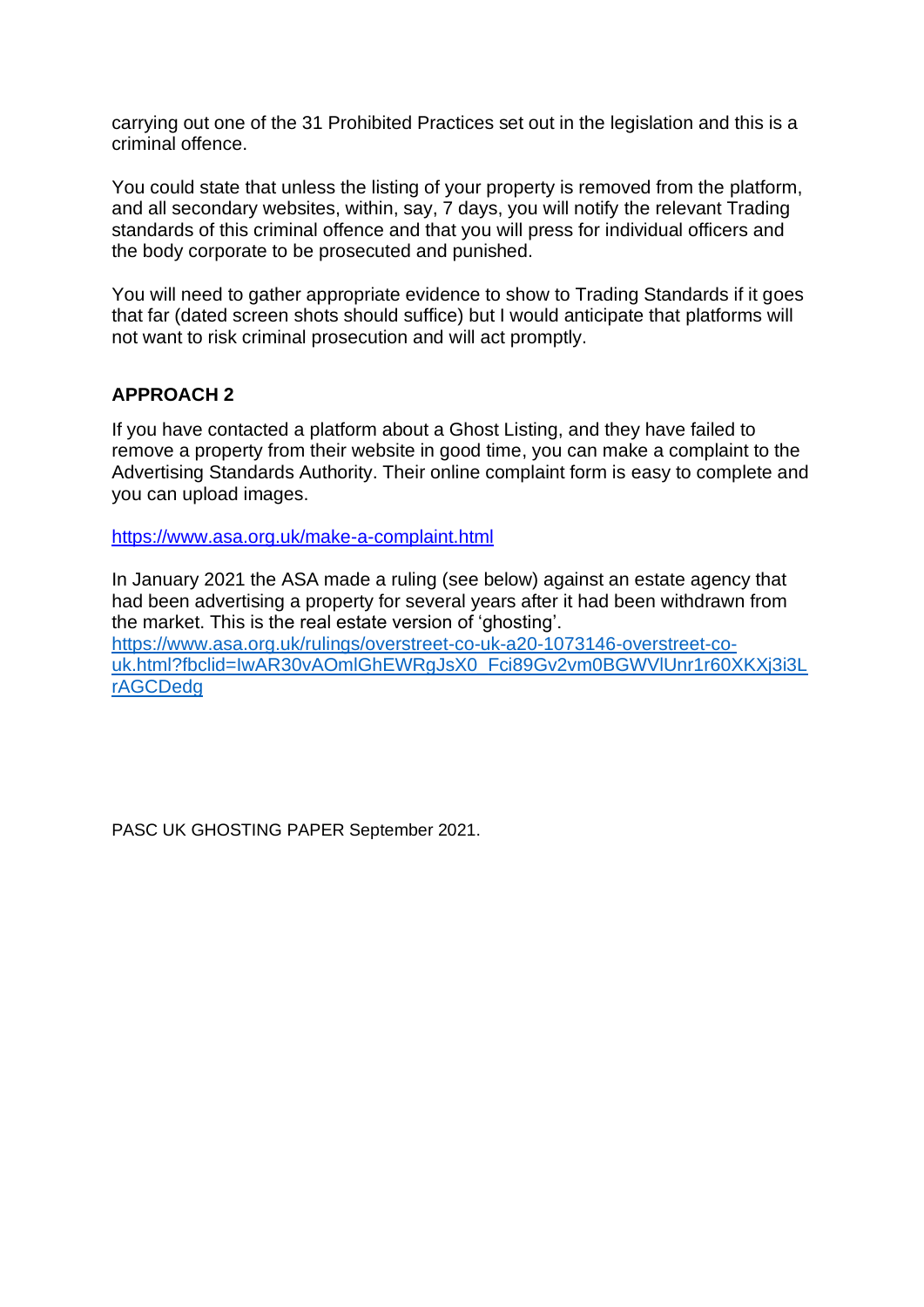carrying out one of the 31 Prohibited Practices set out in the legislation and this is a criminal offence.

You could state that unless the listing of your property is removed from the platform, and all secondary websites, within, say, 7 days, you will notify the relevant Trading standards of this criminal offence and that you will press for individual officers and the body corporate to be prosecuted and punished.

You will need to gather appropriate evidence to show to Trading Standards if it goes that far (dated screen shots should suffice) but I would anticipate that platforms will not want to risk criminal prosecution and will act promptly.

**APPROACH 2**

If you have contacted a platform about a Ghost Listing, and they have failed to remove a property from their website in good time, you can make a complaint to the Advertising Standards Authority. Their online complaint form is easy to complete and you can upload images.

https://www.asa.org.uk/make-a-complaint.html

In January 2021 the ASA made a ruling (see below) against an estate agency that had been advertising a property for several years after it had been withdrawn from the market. This is the real estate version of 'ghosting'.
https://www.asa.org.uk/rulings/overstreet-co-uk-a20-1073146-overstreet-co-uk.html?fbclid=IwAR30vAOmlGhEWRgJsX0_Fci89Gv2vm0BGWVlUnr1r60XKXj3i3LrAGCDedg

PASC UK GHOSTING PAPER September 2021.